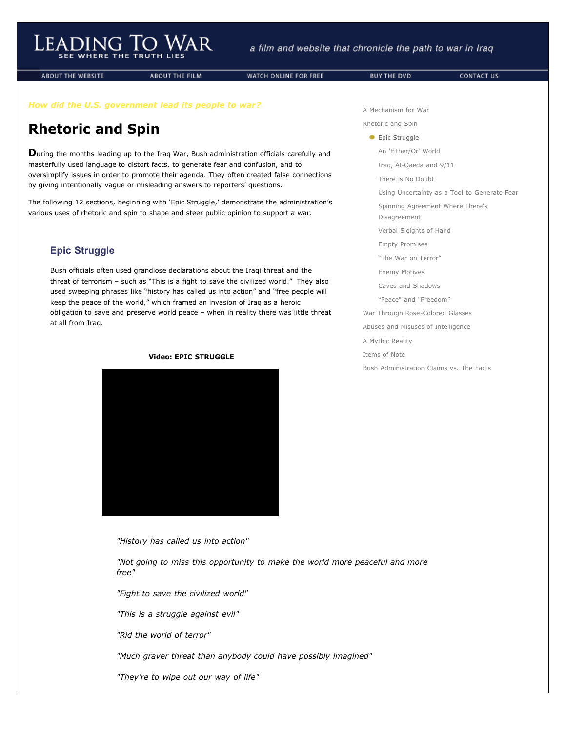# Leading To War

SEE WHERE THE TRUTH LIES

*a film and website that chronicle the path to war in Iraq*

ABOUT THE WEBSITE | ABOUT THE FILM | WATCH ONLINE FOR FREE | BUY THE DVD | CONTACT US

*How did the U.S. government lead its people to war?*

# Rhetoric and Spin

During the months leading up to the Iraq War, Bush administration officials carefully and masterfully used language to distort facts, to generate fear and confusion, and to oversimplify issues in order to promote their agenda. They often created false connections by giving intentionally vague or misleading answers to reporters' questions.

The following 12 sections, beginning with 'Epic Struggle,' demonstrate the administration's various uses of rhetoric and spin to shape and steer public opinion to support a war.

## Epic Struggle

Bush officials often used grandiose declarations about the Iraqi threat and the threat of terrorism – such as "This is a fight to save the civilized world." They also used sweeping phrases like "history has called us into action" and "free people will keep the peace of the world," which framed an invasion of Iraq as a heroic obligation to save and preserve world peace – when in reality there was little threat at all from Iraq.

**Video: EPIC STRUGGLE**

*"History has called us into action"*

*"Not going to miss this opportunity to make the world more peaceful and more free"*

*"Fight to save the civilized world"*

*"This is a struggle against evil"*

*"Rid the world of terror"*

*"Much graver threat than anybody could have possibly imagined"*

*"They're to wipe out our way of life"*

- A Mechanism for War
- Rhetoric and Spin
  - Epic Struggle
  - An 'Either/Or' World
  - Iraq, Al-Qaeda and 9/11
  - There is No Doubt
  - Using Uncertainty as a Tool to Generate Fear
  - Spinning Agreement Where There's Disagreement
  - Verbal Sleights of Hand
  - Empty Promises
  - "The War on Terror"
  - Enemy Motives
  - Caves and Shadows
  - "Peace" and "Freedom"
- War Through Rose-Colored Glasses
- Abuses and Misuses of Intelligence
- A Mythic Reality
- Items of Note
- Bush Administration Claims vs. The Facts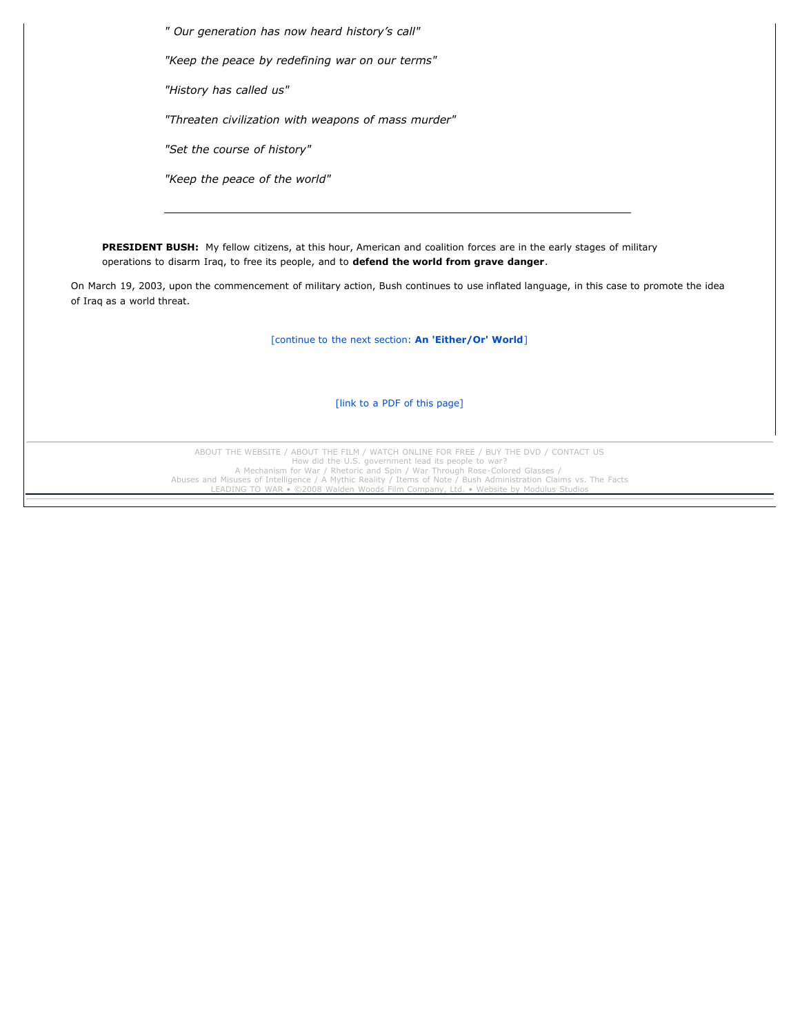*" Our generation has now heard history's call"*

*"Keep the peace by redefining war on our terms"*

*"History has called us"*

*"Threaten civilization with weapons of mass murder"*

*"Set the course of history"*

*"Keep the peace of the world"*

---

**PRESIDENT BUSH:** My fellow citizens, at this hour, American and coalition forces are in the early stages of military operations to disarm Iraq, to free its people, and to **defend the world from grave danger**.

On March 19, 2003, upon the commencement of military action, Bush continues to use inflated language, in this case to promote the idea of Iraq as a world threat.

[continue to the next section: **An 'Either/Or' World**]

[link to a PDF of this page]

ABOUT THE WEBSITE / ABOUT THE FILM / WATCH ONLINE FOR FREE / BUY THE DVD / CONTACT US
How did the U.S. government lead its people to war?
A Mechanism for War / Rhetoric and Spin / War Through Rose-Colored Glasses /
Abuses and Misuses of Intelligence / A Mythic Reality / Items of Note / Bush Administration Claims vs. The Facts
LEADING TO WAR • ©2008 Walden Woods Film Company, Ltd. • Website by Modulus Studios